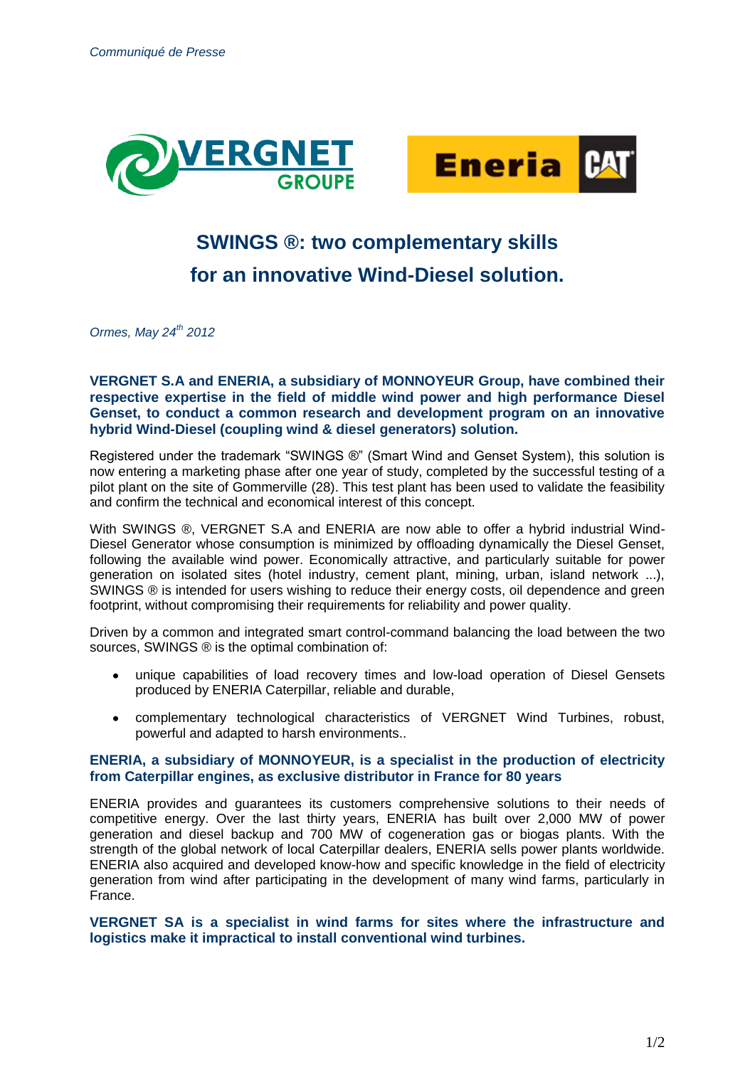*Communiqué de Presse*

# SWINGS ®: two complementary skills for an innovative Wind-Diesel solution.

*Ormes, May 24th 2012*

**VERGNET S.A and ENERIA, a subsidiary of MONNOYEUR Group, have combined their respective expertise in the field of middle wind power and high performance Diesel Genset, to conduct a common research and development program on an innovative hybrid Wind-Diesel (coupling wind & diesel generators) solution.**

Registered under the trademark "SWINGS ®" (Smart Wind and Genset System), this solution is now entering a marketing phase after one year of study, completed by the successful testing of a pilot plant on the site of Gommerville (28). This test plant has been used to validate the feasibility and confirm the technical and economical interest of this concept.

With SWINGS ®, VERGNET S.A and ENERIA are now able to offer a hybrid industrial Wind-Diesel Generator whose consumption is minimized by offloading dynamically the Diesel Genset, following the available wind power. Economically attractive, and particularly suitable for power generation on isolated sites (hotel industry, cement plant, mining, urban, island network ...), SWINGS ® is intended for users wishing to reduce their energy costs, oil dependence and green footprint, without compromising their requirements for reliability and power quality.

Driven by a common and integrated smart control-command balancing the load between the two sources, SWINGS ® is the optimal combination of:

- unique capabilities of load recovery times and low-load operation of Diesel Gensets produced by ENERIA Caterpillar, reliable and durable,
- complementary technological characteristics of VERGNET Wind Turbines, robust, powerful and adapted to harsh environments..

**ENERIA, a subsidiary of MONNOYEUR, is a specialist in the production of electricity from Caterpillar engines, as exclusive distributor in France for 80 years**

ENERIA provides and guarantees its customers comprehensive solutions to their needs of competitive energy. Over the last thirty years, ENERIA has built over 2,000 MW of power generation and diesel backup and 700 MW of cogeneration gas or biogas plants. With the strength of the global network of local Caterpillar dealers, ENERIA sells power plants worldwide. ENERIA also acquired and developed know-how and specific knowledge in the field of electricity generation from wind after participating in the development of many wind farms, particularly in France.

**VERGNET SA is a specialist in wind farms for sites where the infrastructure and logistics make it impractical to install conventional wind turbines.**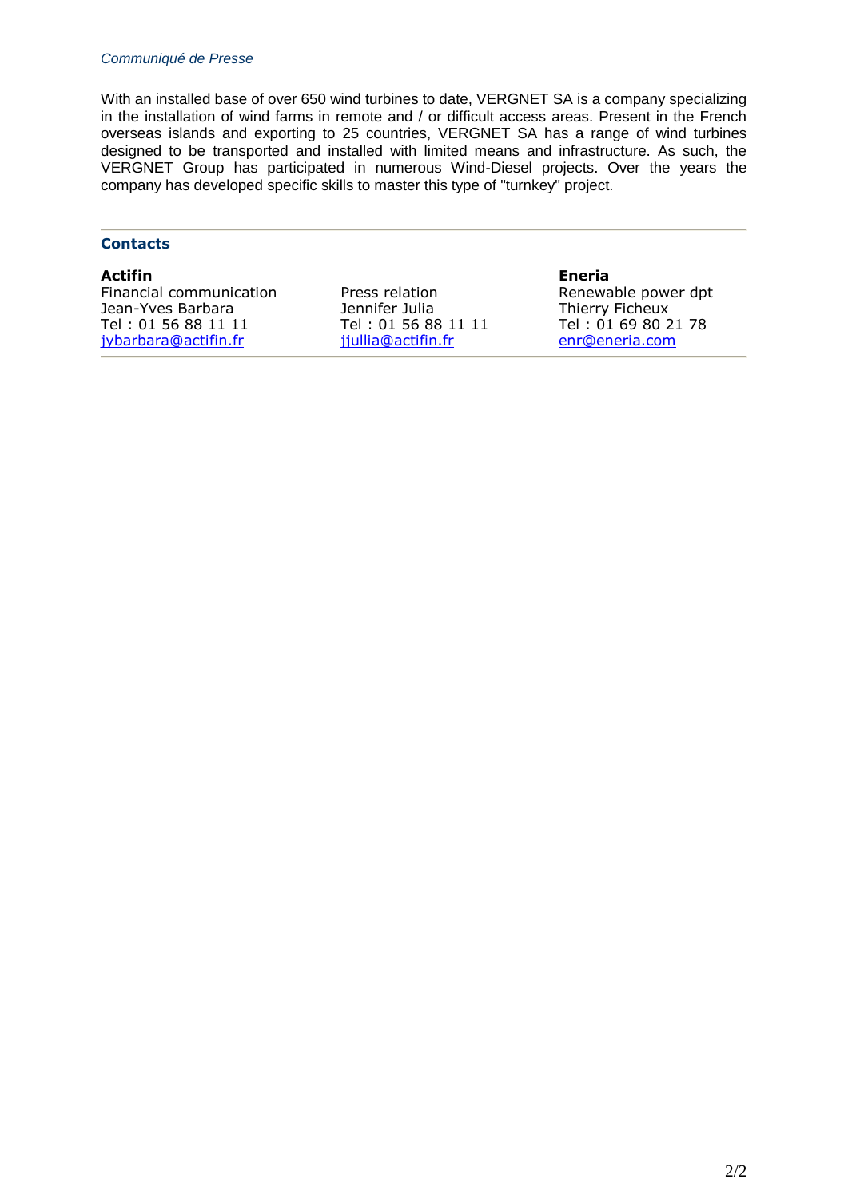With an installed base of over 650 wind turbines to date, VERGNET SA is a company specializing in the installation of wind farms in remote and / or difficult access areas. Present in the French overseas islands and exporting to 25 countries, VERGNET SA has a range of wind turbines designed to be transported and installed with limited means and infrastructure. As such, the VERGNET Group has participated in numerous Wind-Diesel projects. Over the years the company has developed specific skills to master this type of "turnkey" project.

## Contacts

| **Actifin** | | **Eneria** |
|---|---|---|
| Financial communication | Press relation | Renewable power dpt |
| Jean-Yves Barbara | Jennifer Julia | Thierry Ficheux |
| Tel : 01 56 88 11 11 | Tel : 01 56 88 11 11 | Tel : 01 69 80 21 78 |
| jybarbara@actifin.fr | jjullia@actifin.fr | enr@eneria.com |